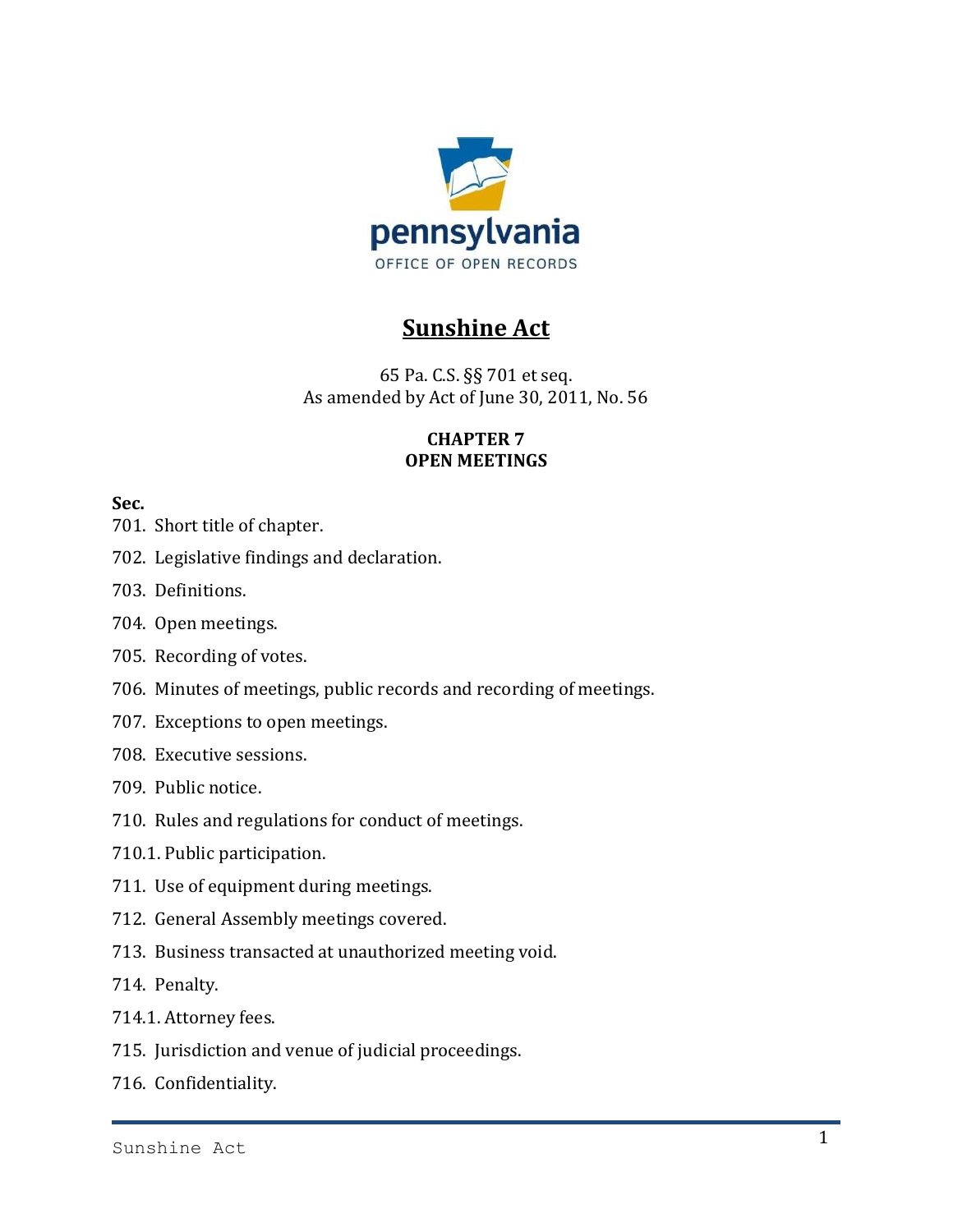pennsylvania

OFFICE OF OPEN RECORDS

# Sunshine Act

65 Pa. C.S. §§ 701 et seq.
As amended by Act of June 30, 2011, No. 56

## CHAPTER 7
## OPEN MEETINGS

**Sec.**

701. Short title of chapter.

702. Legislative findings and declaration.

703. Definitions.

704. Open meetings.

705. Recording of votes.

706. Minutes of meetings, public records and recording of meetings.

707. Exceptions to open meetings.

708. Executive sessions.

709. Public notice.

710. Rules and regulations for conduct of meetings.

710.1. Public participation.

711. Use of equipment during meetings.

712. General Assembly meetings covered.

713. Business transacted at unauthorized meeting void.

714. Penalty.

714.1. Attorney fees.

715. Jurisdiction and venue of judicial proceedings.

716. Confidentiality.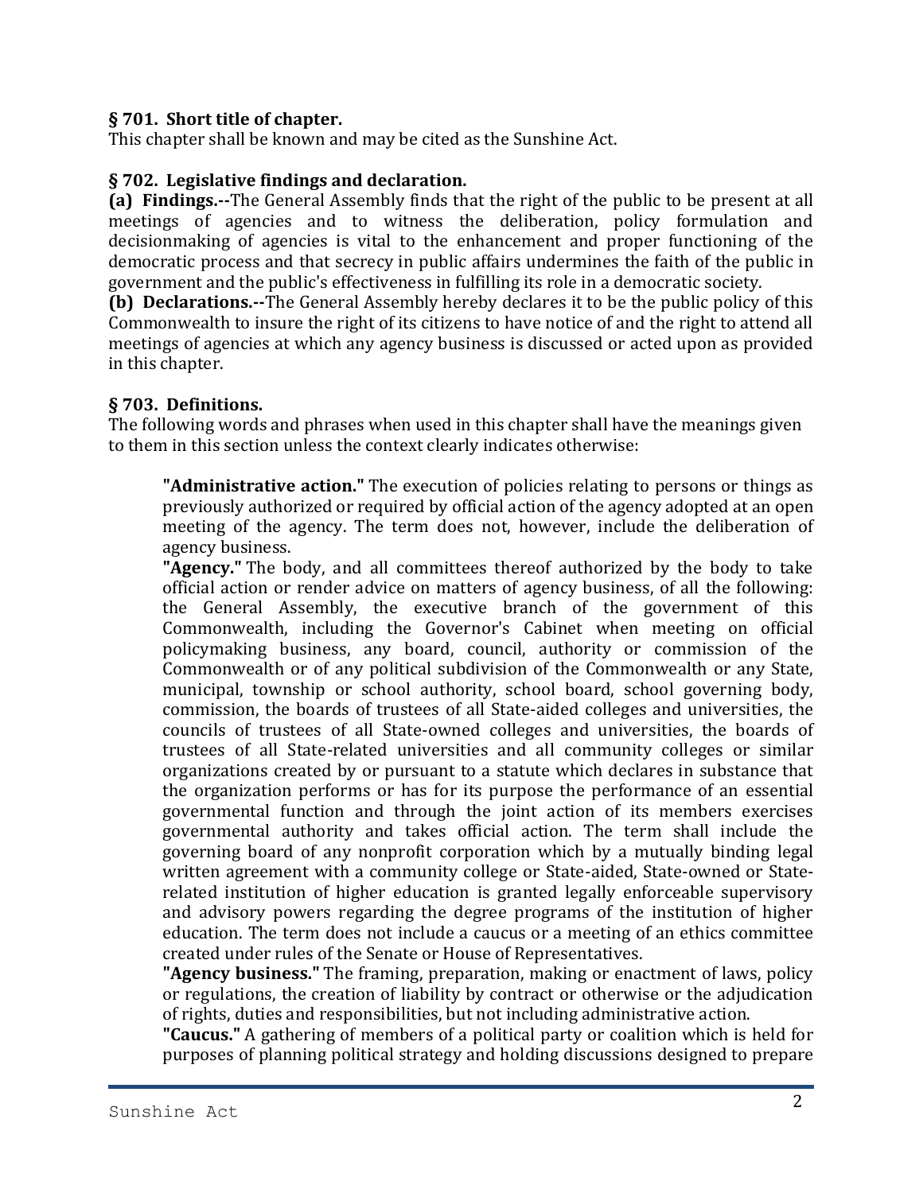**§ 701. Short title of chapter.**
This chapter shall be known and may be cited as the Sunshine Act.

**§ 702. Legislative findings and declaration.**
**(a) Findings.--**The General Assembly finds that the right of the public to be present at all meetings of agencies and to witness the deliberation, policy formulation and decisionmaking of agencies is vital to the enhancement and proper functioning of the democratic process and that secrecy in public affairs undermines the faith of the public in government and the public's effectiveness in fulfilling its role in a democratic society.
**(b) Declarations.--**The General Assembly hereby declares it to be the public policy of this Commonwealth to insure the right of its citizens to have notice of and the right to attend all meetings of agencies at which any agency business is discussed or acted upon as provided in this chapter.

**§ 703. Definitions.**
The following words and phrases when used in this chapter shall have the meanings given to them in this section unless the context clearly indicates otherwise:

> **"Administrative action."** The execution of policies relating to persons or things as previously authorized or required by official action of the agency adopted at an open meeting of the agency. The term does not, however, include the deliberation of agency business.
> **"Agency."** The body, and all committees thereof authorized by the body to take official action or render advice on matters of agency business, of all the following: the General Assembly, the executive branch of the government of this Commonwealth, including the Governor's Cabinet when meeting on official policymaking business, any board, council, authority or commission of the Commonwealth or of any political subdivision of the Commonwealth or any State, municipal, township or school authority, school board, school governing body, commission, the boards of trustees of all State-aided colleges and universities, the councils of trustees of all State-owned colleges and universities, the boards of trustees of all State-related universities and all community colleges or similar organizations created by or pursuant to a statute which declares in substance that the organization performs or has for its purpose the performance of an essential governmental function and through the joint action of its members exercises governmental authority and takes official action. The term shall include the governing board of any nonprofit corporation which by a mutually binding legal written agreement with a community college or State-aided, State-owned or State-related institution of higher education is granted legally enforceable supervisory and advisory powers regarding the degree programs of the institution of higher education. The term does not include a caucus or a meeting of an ethics committee created under rules of the Senate or House of Representatives.
> **"Agency business."** The framing, preparation, making or enactment of laws, policy or regulations, the creation of liability by contract or otherwise or the adjudication of rights, duties and responsibilities, but not including administrative action.
> **"Caucus."** A gathering of members of a political party or coalition which is held for purposes of planning political strategy and holding discussions designed to prepare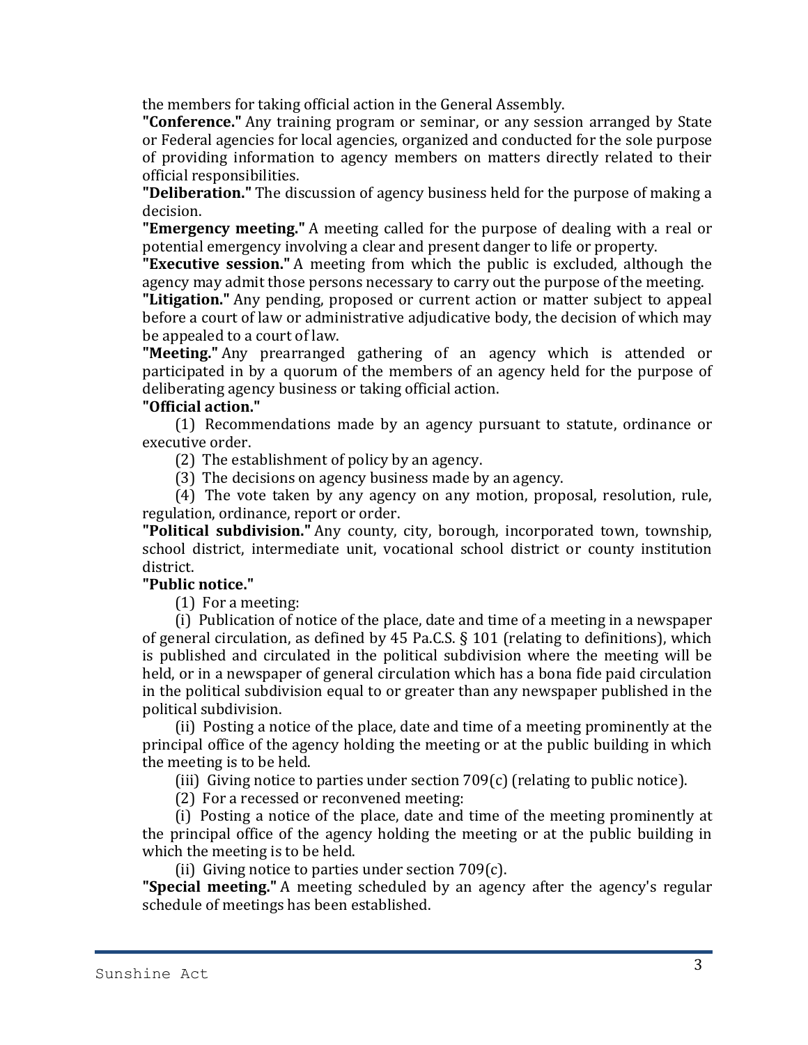the members for taking official action in the General Assembly.

**"Conference."** Any training program or seminar, or any session arranged by State or Federal agencies for local agencies, organized and conducted for the sole purpose of providing information to agency members on matters directly related to their official responsibilities.

**"Deliberation."** The discussion of agency business held for the purpose of making a decision.

**"Emergency meeting."** A meeting called for the purpose of dealing with a real or potential emergency involving a clear and present danger to life or property.

**"Executive session."** A meeting from which the public is excluded, although the agency may admit those persons necessary to carry out the purpose of the meeting.

**"Litigation."** Any pending, proposed or current action or matter subject to appeal before a court of law or administrative adjudicative body, the decision of which may be appealed to a court of law.

**"Meeting."** Any prearranged gathering of an agency which is attended or participated in by a quorum of the members of an agency held for the purpose of deliberating agency business or taking official action.

**"Official action."**

(1) Recommendations made by an agency pursuant to statute, ordinance or executive order.

(2) The establishment of policy by an agency.

(3) The decisions on agency business made by an agency.

(4) The vote taken by any agency on any motion, proposal, resolution, rule, regulation, ordinance, report or order.

**"Political subdivision."** Any county, city, borough, incorporated town, township, school district, intermediate unit, vocational school district or county institution district.

**"Public notice."**

(1) For a meeting:

(i) Publication of notice of the place, date and time of a meeting in a newspaper of general circulation, as defined by 45 Pa.C.S. § 101 (relating to definitions), which is published and circulated in the political subdivision where the meeting will be held, or in a newspaper of general circulation which has a bona fide paid circulation in the political subdivision equal to or greater than any newspaper published in the political subdivision.

(ii) Posting a notice of the place, date and time of a meeting prominently at the principal office of the agency holding the meeting or at the public building in which the meeting is to be held.

(iii) Giving notice to parties under section 709(c) (relating to public notice).

(2) For a recessed or reconvened meeting:

(i) Posting a notice of the place, date and time of the meeting prominently at the principal office of the agency holding the meeting or at the public building in which the meeting is to be held.

(ii) Giving notice to parties under section 709(c).

**"Special meeting."** A meeting scheduled by an agency after the agency's regular schedule of meetings has been established.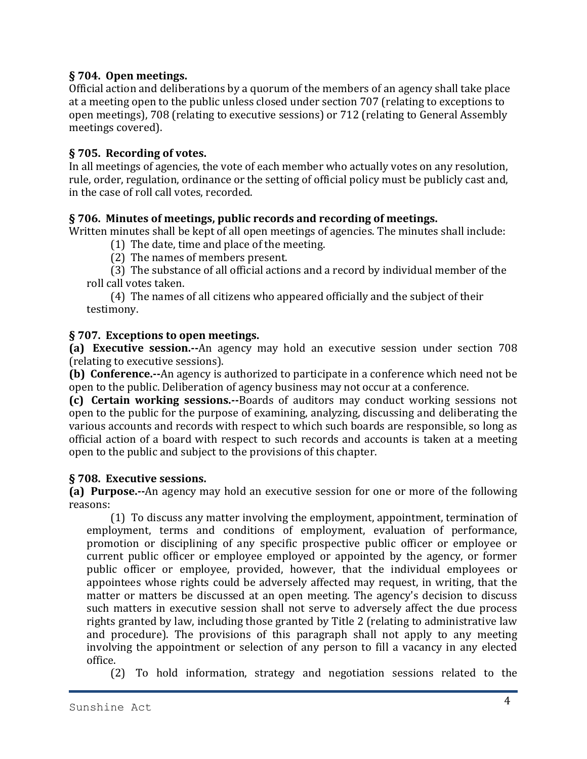**§ 704. Open meetings.**

Official action and deliberations by a quorum of the members of an agency shall take place at a meeting open to the public unless closed under section 707 (relating to exceptions to open meetings), 708 (relating to executive sessions) or 712 (relating to General Assembly meetings covered).

**§ 705. Recording of votes.**

In all meetings of agencies, the vote of each member who actually votes on any resolution, rule, order, regulation, ordinance or the setting of official policy must be publicly cast and, in the case of roll call votes, recorded.

**§ 706. Minutes of meetings, public records and recording of meetings.**

Written minutes shall be kept of all open meetings of agencies. The minutes shall include:

(1) The date, time and place of the meeting.

(2) The names of members present.

(3) The substance of all official actions and a record by individual member of the roll call votes taken.

(4) The names of all citizens who appeared officially and the subject of their testimony.

**§ 707. Exceptions to open meetings.**

**(a) Executive session.--**An agency may hold an executive session under section 708 (relating to executive sessions).

**(b) Conference.--**An agency is authorized to participate in a conference which need not be open to the public. Deliberation of agency business may not occur at a conference.

**(c) Certain working sessions.--**Boards of auditors may conduct working sessions not open to the public for the purpose of examining, analyzing, discussing and deliberating the various accounts and records with respect to which such boards are responsible, so long as official action of a board with respect to such records and accounts is taken at a meeting open to the public and subject to the provisions of this chapter.

**§ 708. Executive sessions.**

**(a) Purpose.--**An agency may hold an executive session for one or more of the following reasons:

(1) To discuss any matter involving the employment, appointment, termination of employment, terms and conditions of employment, evaluation of performance, promotion or disciplining of any specific prospective public officer or employee or current public officer or employee employed or appointed by the agency, or former public officer or employee, provided, however, that the individual employees or appointees whose rights could be adversely affected may request, in writing, that the matter or matters be discussed at an open meeting. The agency's decision to discuss such matters in executive session shall not serve to adversely affect the due process rights granted by law, including those granted by Title 2 (relating to administrative law and procedure). The provisions of this paragraph shall not apply to any meeting involving the appointment or selection of any person to fill a vacancy in any elected office.

(2) To hold information, strategy and negotiation sessions related to the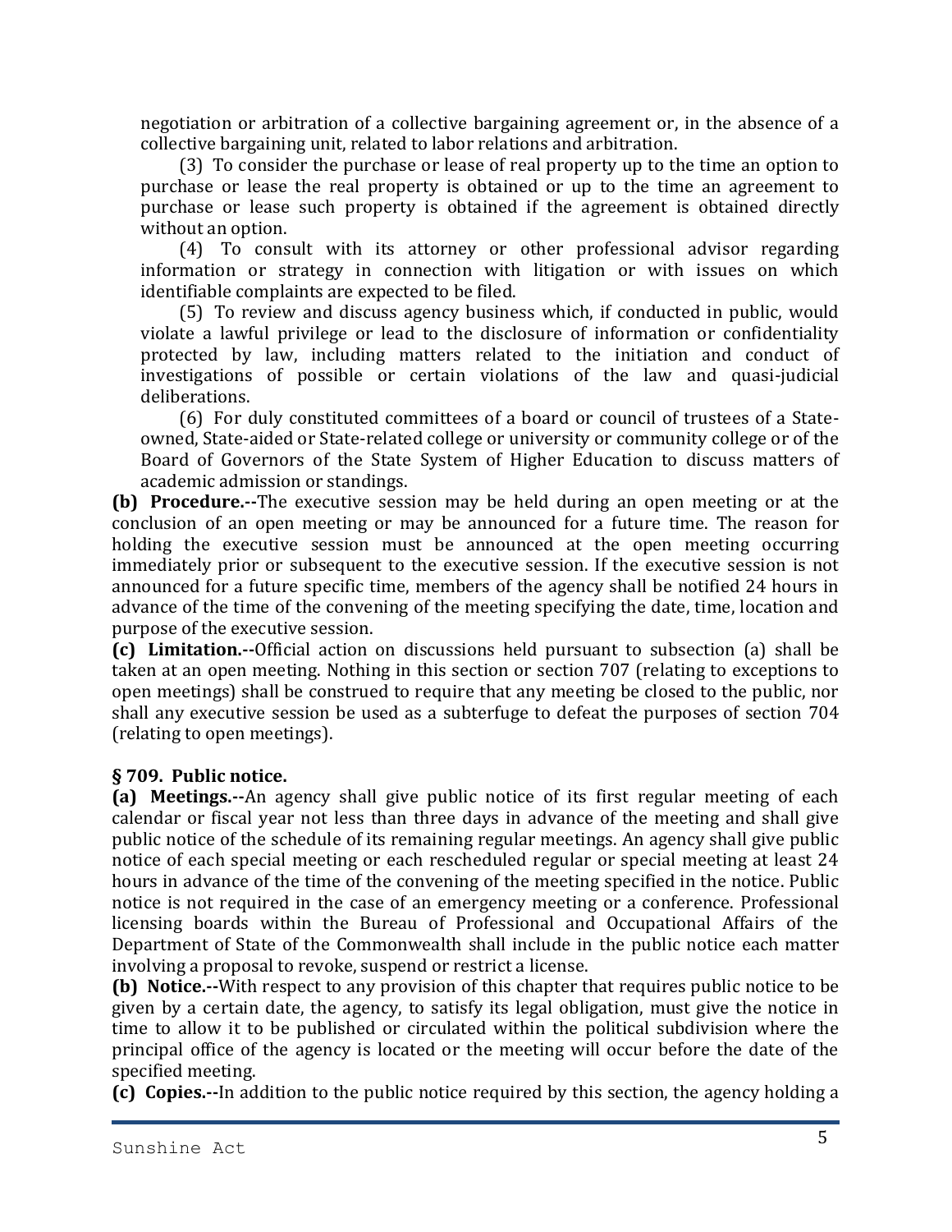negotiation or arbitration of a collective bargaining agreement or, in the absence of a collective bargaining unit, related to labor relations and arbitration.

(3) To consider the purchase or lease of real property up to the time an option to purchase or lease the real property is obtained or up to the time an agreement to purchase or lease such property is obtained if the agreement is obtained directly without an option.

(4) To consult with its attorney or other professional advisor regarding information or strategy in connection with litigation or with issues on which identifiable complaints are expected to be filed.

(5) To review and discuss agency business which, if conducted in public, would violate a lawful privilege or lead to the disclosure of information or confidentiality protected by law, including matters related to the initiation and conduct of investigations of possible or certain violations of the law and quasi-judicial deliberations.

(6) For duly constituted committees of a board or council of trustees of a State-owned, State-aided or State-related college or university or community college or of the Board of Governors of the State System of Higher Education to discuss matters of academic admission or standings.

**(b) Procedure.--**The executive session may be held during an open meeting or at the conclusion of an open meeting or may be announced for a future time. The reason for holding the executive session must be announced at the open meeting occurring immediately prior or subsequent to the executive session. If the executive session is not announced for a future specific time, members of the agency shall be notified 24 hours in advance of the time of the convening of the meeting specifying the date, time, location and purpose of the executive session.

**(c) Limitation.--**Official action on discussions held pursuant to subsection (a) shall be taken at an open meeting. Nothing in this section or section 707 (relating to exceptions to open meetings) shall be construed to require that any meeting be closed to the public, nor shall any executive session be used as a subterfuge to defeat the purposes of section 704 (relating to open meetings).

## § 709. Public notice.

**(a) Meetings.--**An agency shall give public notice of its first regular meeting of each calendar or fiscal year not less than three days in advance of the meeting and shall give public notice of the schedule of its remaining regular meetings. An agency shall give public notice of each special meeting or each rescheduled regular or special meeting at least 24 hours in advance of the time of the convening of the meeting specified in the notice. Public notice is not required in the case of an emergency meeting or a conference. Professional licensing boards within the Bureau of Professional and Occupational Affairs of the Department of State of the Commonwealth shall include in the public notice each matter involving a proposal to revoke, suspend or restrict a license.

**(b) Notice.--**With respect to any provision of this chapter that requires public notice to be given by a certain date, the agency, to satisfy its legal obligation, must give the notice in time to allow it to be published or circulated within the political subdivision where the principal office of the agency is located or the meeting will occur before the date of the specified meeting.

**(c) Copies.--**In addition to the public notice required by this section, the agency holding a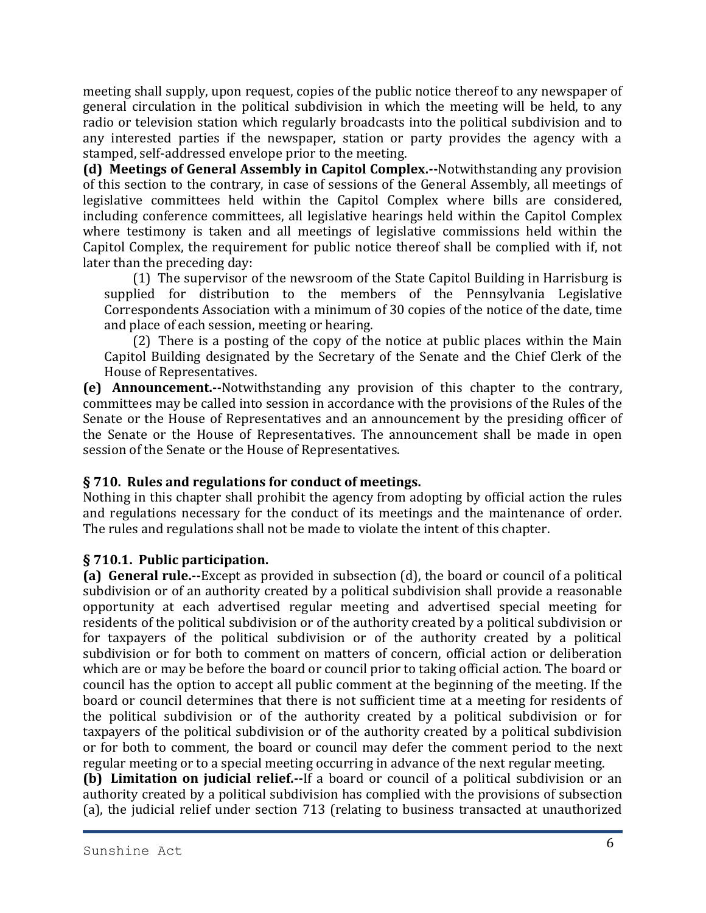meeting shall supply, upon request, copies of the public notice thereof to any newspaper of general circulation in the political subdivision in which the meeting will be held, to any radio or television station which regularly broadcasts into the political subdivision and to any interested parties if the newspaper, station or party provides the agency with a stamped, self-addressed envelope prior to the meeting.

**(d) Meetings of General Assembly in Capitol Complex.--**Notwithstanding any provision of this section to the contrary, in case of sessions of the General Assembly, all meetings of legislative committees held within the Capitol Complex where bills are considered, including conference committees, all legislative hearings held within the Capitol Complex where testimony is taken and all meetings of legislative commissions held within the Capitol Complex, the requirement for public notice thereof shall be complied with if, not later than the preceding day:

(1) The supervisor of the newsroom of the State Capitol Building in Harrisburg is supplied for distribution to the members of the Pennsylvania Legislative Correspondents Association with a minimum of 30 copies of the notice of the date, time and place of each session, meeting or hearing.

(2) There is a posting of the copy of the notice at public places within the Main Capitol Building designated by the Secretary of the Senate and the Chief Clerk of the House of Representatives.

**(e) Announcement.--**Notwithstanding any provision of this chapter to the contrary, committees may be called into session in accordance with the provisions of the Rules of the Senate or the House of Representatives and an announcement by the presiding officer of the Senate or the House of Representatives. The announcement shall be made in open session of the Senate or the House of Representatives.

### § 710. Rules and regulations for conduct of meetings.

Nothing in this chapter shall prohibit the agency from adopting by official action the rules and regulations necessary for the conduct of its meetings and the maintenance of order. The rules and regulations shall not be made to violate the intent of this chapter.

### § 710.1. Public participation.

**(a) General rule.--**Except as provided in subsection (d), the board or council of a political subdivision or of an authority created by a political subdivision shall provide a reasonable opportunity at each advertised regular meeting and advertised special meeting for residents of the political subdivision or of the authority created by a political subdivision or for taxpayers of the political subdivision or of the authority created by a political subdivision or for both to comment on matters of concern, official action or deliberation which are or may be before the board or council prior to taking official action. The board or council has the option to accept all public comment at the beginning of the meeting. If the board or council determines that there is not sufficient time at a meeting for residents of the political subdivision or of the authority created by a political subdivision or for taxpayers of the political subdivision or of the authority created by a political subdivision or for both to comment, the board or council may defer the comment period to the next regular meeting or to a special meeting occurring in advance of the next regular meeting.

**(b) Limitation on judicial relief.--**If a board or council of a political subdivision or an authority created by a political subdivision has complied with the provisions of subsection (a), the judicial relief under section 713 (relating to business transacted at unauthorized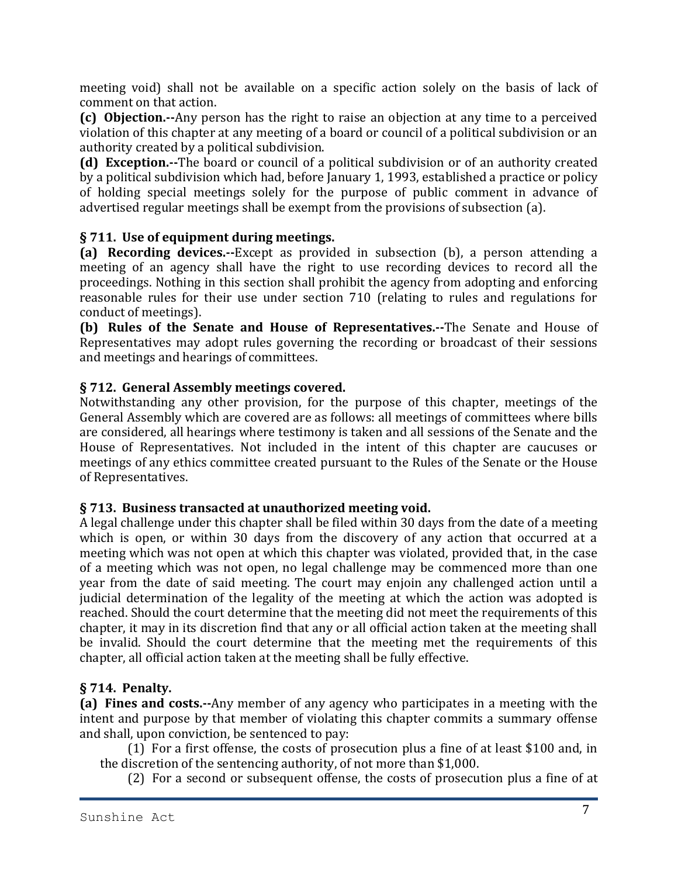meeting void) shall not be available on a specific action solely on the basis of lack of comment on that action.

**(c) Objection.--**Any person has the right to raise an objection at any time to a perceived violation of this chapter at any meeting of a board or council of a political subdivision or an authority created by a political subdivision.

**(d) Exception.--**The board or council of a political subdivision or of an authority created by a political subdivision which had, before January 1, 1993, established a practice or policy of holding special meetings solely for the purpose of public comment in advance of advertised regular meetings shall be exempt from the provisions of subsection (a).

### § 711. Use of equipment during meetings.

**(a) Recording devices.--**Except as provided in subsection (b), a person attending a meeting of an agency shall have the right to use recording devices to record all the proceedings. Nothing in this section shall prohibit the agency from adopting and enforcing reasonable rules for their use under section 710 (relating to rules and regulations for conduct of meetings).

**(b) Rules of the Senate and House of Representatives.--**The Senate and House of Representatives may adopt rules governing the recording or broadcast of their sessions and meetings and hearings of committees.

### § 712. General Assembly meetings covered.

Notwithstanding any other provision, for the purpose of this chapter, meetings of the General Assembly which are covered are as follows: all meetings of committees where bills are considered, all hearings where testimony is taken and all sessions of the Senate and the House of Representatives. Not included in the intent of this chapter are caucuses or meetings of any ethics committee created pursuant to the Rules of the Senate or the House of Representatives.

### § 713. Business transacted at unauthorized meeting void.

A legal challenge under this chapter shall be filed within 30 days from the date of a meeting which is open, or within 30 days from the discovery of any action that occurred at a meeting which was not open at which this chapter was violated, provided that, in the case of a meeting which was not open, no legal challenge may be commenced more than one year from the date of said meeting. The court may enjoin any challenged action until a judicial determination of the legality of the meeting at which the action was adopted is reached. Should the court determine that the meeting did not meet the requirements of this chapter, it may in its discretion find that any or all official action taken at the meeting shall be invalid. Should the court determine that the meeting met the requirements of this chapter, all official action taken at the meeting shall be fully effective.

### § 714. Penalty.

**(a) Fines and costs.--**Any member of any agency who participates in a meeting with the intent and purpose by that member of violating this chapter commits a summary offense and shall, upon conviction, be sentenced to pay:

(1) For a first offense, the costs of prosecution plus a fine of at least $100 and, in the discretion of the sentencing authority, of not more than $1,000.

(2) For a second or subsequent offense, the costs of prosecution plus a fine of at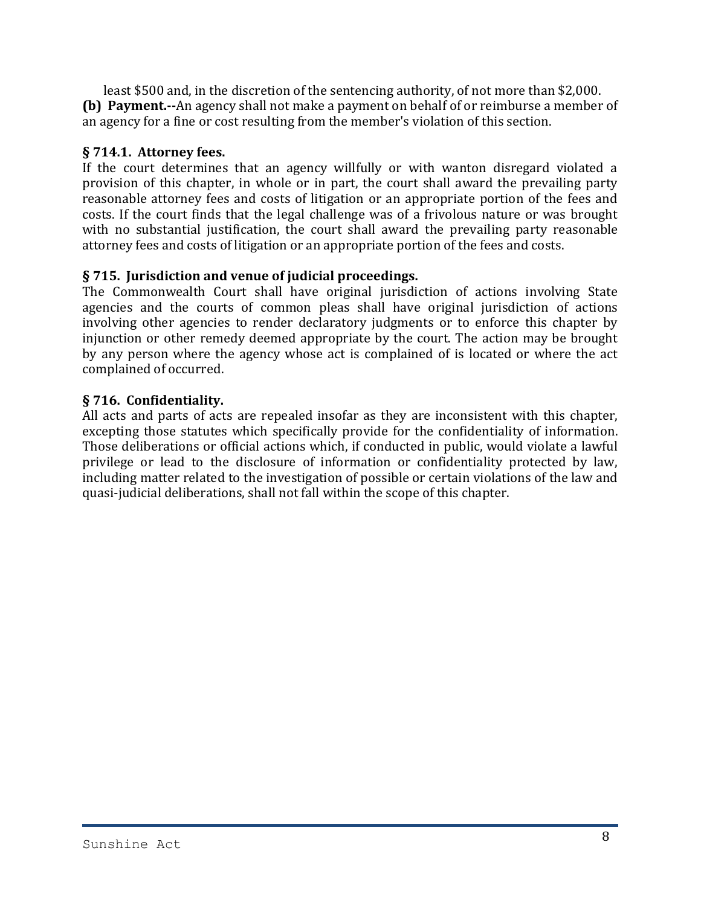least $500 and, in the discretion of the sentencing authority, of not more than $2,000.

**(b) Payment.--**An agency shall not make a payment on behalf of or reimburse a member of an agency for a fine or cost resulting from the member's violation of this section.

### § 714.1. Attorney fees.

If the court determines that an agency willfully or with wanton disregard violated a provision of this chapter, in whole or in part, the court shall award the prevailing party reasonable attorney fees and costs of litigation or an appropriate portion of the fees and costs. If the court finds that the legal challenge was of a frivolous nature or was brought with no substantial justification, the court shall award the prevailing party reasonable attorney fees and costs of litigation or an appropriate portion of the fees and costs.

### § 715. Jurisdiction and venue of judicial proceedings.

The Commonwealth Court shall have original jurisdiction of actions involving State agencies and the courts of common pleas shall have original jurisdiction of actions involving other agencies to render declaratory judgments or to enforce this chapter by injunction or other remedy deemed appropriate by the court. The action may be brought by any person where the agency whose act is complained of is located or where the act complained of occurred.

### § 716. Confidentiality.

All acts and parts of acts are repealed insofar as they are inconsistent with this chapter, excepting those statutes which specifically provide for the confidentiality of information. Those deliberations or official actions which, if conducted in public, would violate a lawful privilege or lead to the disclosure of information or confidentiality protected by law, including matter related to the investigation of possible or certain violations of the law and quasi-judicial deliberations, shall not fall within the scope of this chapter.